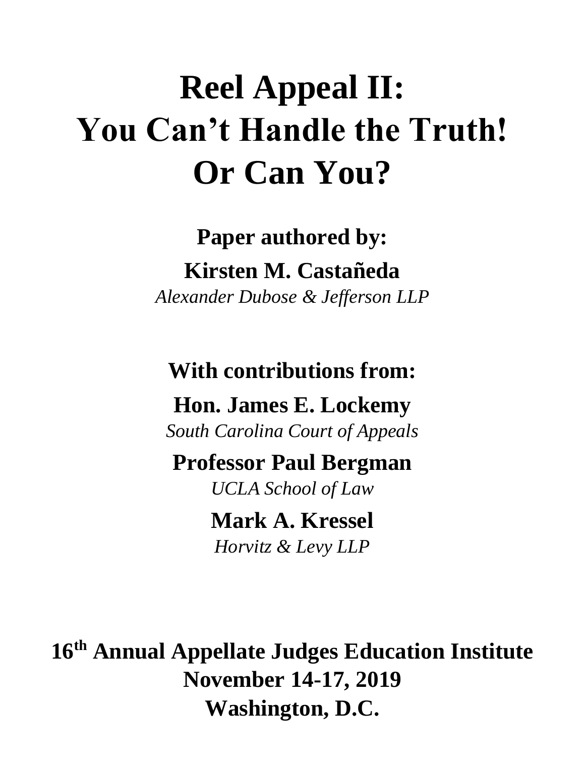# Reel Appeal II: You Can't Handle the Truth! Or Can You?

**Paper authored by:**

**Kirsten M. Castañeda**

*Alexander Dubose & Jefferson LLP*

**With contributions from:**

**Hon. James E. Lockemy**

*South Carolina Court of Appeals*

**Professor Paul Bergman**

*UCLA School of Law*

**Mark A. Kressel**

*Horvitz & Levy LLP*

**16th Annual Appellate Judges Education Institute**

**November 14-17, 2019**

**Washington, D.C.**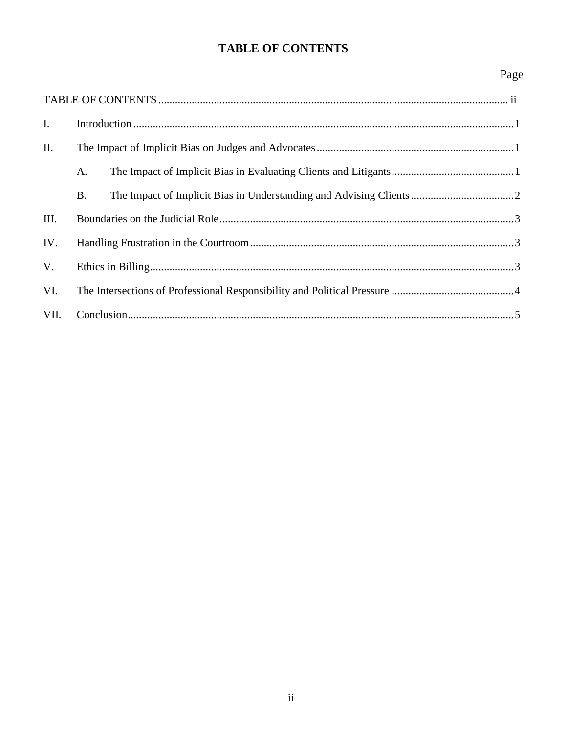# TABLE OF CONTENTS

| | Page |
|---|---|
| TABLE OF CONTENTS | ii |
| I. Introduction | 1 |
| II. The Impact of Implicit Bias on Judges and Advocates | 1 |
| A. The Impact of Implicit Bias in Evaluating Clients and Litigants | 1 |
| B. The Impact of Implicit Bias in Understanding and Advising Clients | 2 |
| III. Boundaries on the Judicial Role | 3 |
| IV. Handling Frustration in the Courtroom | 3 |
| V. Ethics in Billing | 3 |
| VI. The Intersections of Professional Responsibility and Political Pressure | 4 |
| VII. Conclusion | 5 |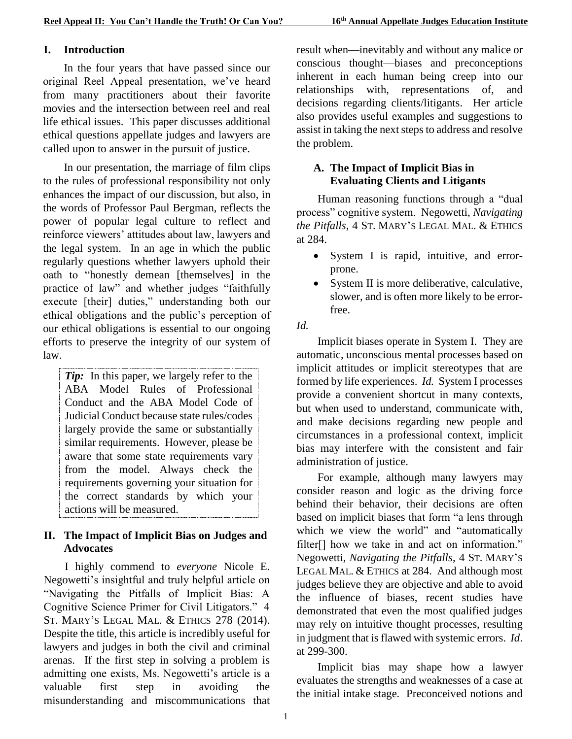## I. Introduction

In the four years that have passed since our original Reel Appeal presentation, we've heard from many practitioners about their favorite movies and the intersection between reel and real life ethical issues. This paper discusses additional ethical questions appellate judges and lawyers are called upon to answer in the pursuit of justice.

In our presentation, the marriage of film clips to the rules of professional responsibility not only enhances the impact of our discussion, but also, in the words of Professor Paul Bergman, reflects the power of popular legal culture to reflect and reinforce viewers' attitudes about law, lawyers and the legal system. In an age in which the public regularly questions whether lawyers uphold their oath to "honestly demean [themselves] in the practice of law" and whether judges "faithfully execute [their] duties," understanding both our ethical obligations and the public's perception of our ethical obligations is essential to our ongoing efforts to preserve the integrity of our system of law.

> ***Tip:*** In this paper, we largely refer to the ABA Model Rules of Professional Conduct and the ABA Model Code of Judicial Conduct because state rules/codes largely provide the same or substantially similar requirements. However, please be aware that some state requirements vary from the model. Always check the requirements governing your situation for the correct standards by which your actions will be measured.

## II. The Impact of Implicit Bias on Judges and Advocates

I highly commend to *everyone* Nicole E. Negowetti's insightful and truly helpful article on "Navigating the Pitfalls of Implicit Bias: A Cognitive Science Primer for Civil Litigators." 4 ST. MARY'S LEGAL MAL. & ETHICS 278 (2014). Despite the title, this article is incredibly useful for lawyers and judges in both the civil and criminal arenas. If the first step in solving a problem is admitting one exists, Ms. Negowetti's article is a valuable first step in avoiding the misunderstanding and miscommunications that result when—inevitably and without any malice or conscious thought—biases and preconceptions inherent in each human being creep into our relationships with, representations of, and decisions regarding clients/litigants. Her article also provides useful examples and suggestions to assist in taking the next steps to address and resolve the problem.

### A. The Impact of Implicit Bias in Evaluating Clients and Litigants

Human reasoning functions through a "dual process" cognitive system. Negowetti, *Navigating the Pitfalls*, 4 ST. MARY'S LEGAL MAL. & ETHICS at 284.

- System I is rapid, intuitive, and error-prone.
- System II is more deliberative, calculative, slower, and is often more likely to be error-free.

*Id.*

Implicit biases operate in System I. They are automatic, unconscious mental processes based on implicit attitudes or implicit stereotypes that are formed by life experiences. *Id.* System I processes provide a convenient shortcut in many contexts, but when used to understand, communicate with, and make decisions regarding new people and circumstances in a professional context, implicit bias may interfere with the consistent and fair administration of justice.

For example, although many lawyers may consider reason and logic as the driving force behind their behavior, their decisions are often based on implicit biases that form "a lens through which we view the world" and "automatically filter[] how we take in and act on information." Negowetti, *Navigating the Pitfalls*, 4 ST. MARY'S LEGAL MAL. & ETHICS at 284. And although most judges believe they are objective and able to avoid the influence of biases, recent studies have demonstrated that even the most qualified judges may rely on intuitive thought processes, resulting in judgment that is flawed with systemic errors. *Id*. at 299-300.

Implicit bias may shape how a lawyer evaluates the strengths and weaknesses of a case at the initial intake stage. Preconceived notions and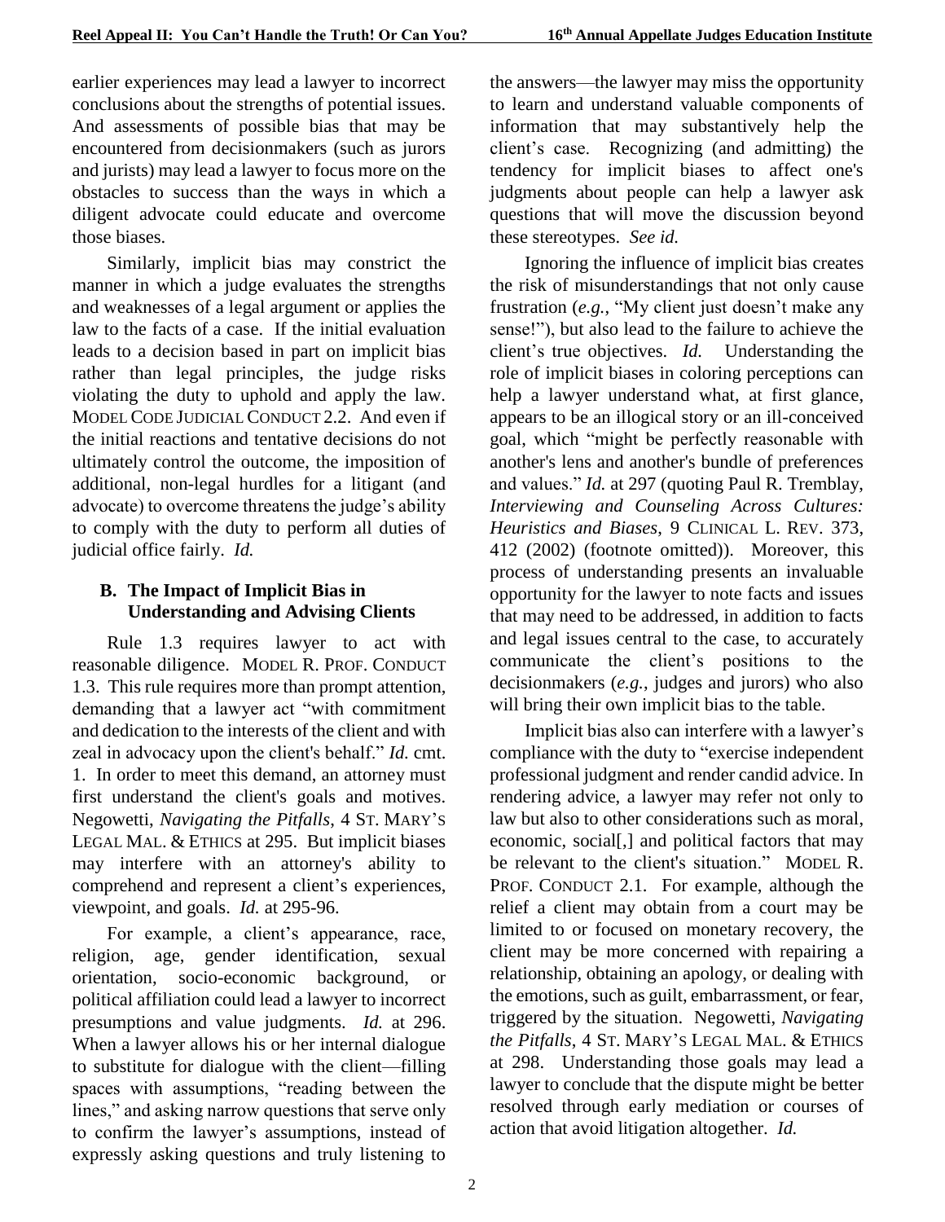earlier experiences may lead a lawyer to incorrect conclusions about the strengths of potential issues. And assessments of possible bias that may be encountered from decisionmakers (such as jurors and jurists) may lead a lawyer to focus more on the obstacles to success than the ways in which a diligent advocate could educate and overcome those biases.

Similarly, implicit bias may constrict the manner in which a judge evaluates the strengths and weaknesses of a legal argument or applies the law to the facts of a case. If the initial evaluation leads to a decision based in part on implicit bias rather than legal principles, the judge risks violating the duty to uphold and apply the law. MODEL CODE JUDICIAL CONDUCT 2.2. And even if the initial reactions and tentative decisions do not ultimately control the outcome, the imposition of additional, non-legal hurdles for a litigant (and advocate) to overcome threatens the judge's ability to comply with the duty to perform all duties of judicial office fairly. *Id.*

### B. The Impact of Implicit Bias in Understanding and Advising Clients

Rule 1.3 requires lawyer to act with reasonable diligence. MODEL R. PROF. CONDUCT 1.3. This rule requires more than prompt attention, demanding that a lawyer act "with commitment and dedication to the interests of the client and with zeal in advocacy upon the client's behalf." *Id.* cmt. 1. In order to meet this demand, an attorney must first understand the client's goals and motives. Negowetti, *Navigating the Pitfalls*, 4 ST. MARY'S LEGAL MAL. & ETHICS at 295. But implicit biases may interfere with an attorney's ability to comprehend and represent a client's experiences, viewpoint, and goals. *Id.* at 295-96.

For example, a client's appearance, race, religion, age, gender identification, sexual orientation, socio-economic background, or political affiliation could lead a lawyer to incorrect presumptions and value judgments. *Id.* at 296. When a lawyer allows his or her internal dialogue to substitute for dialogue with the client—filling spaces with assumptions, "reading between the lines," and asking narrow questions that serve only to confirm the lawyer's assumptions, instead of expressly asking questions and truly listening to the answers—the lawyer may miss the opportunity to learn and understand valuable components of information that may substantively help the client's case. Recognizing (and admitting) the tendency for implicit biases to affect one's judgments about people can help a lawyer ask questions that will move the discussion beyond these stereotypes. *See id.*

Ignoring the influence of implicit bias creates the risk of misunderstandings that not only cause frustration (*e.g.*, "My client just doesn't make any sense!"), but also lead to the failure to achieve the client's true objectives. *Id.* Understanding the role of implicit biases in coloring perceptions can help a lawyer understand what, at first glance, appears to be an illogical story or an ill-conceived goal, which "might be perfectly reasonable with another's lens and another's bundle of preferences and values." *Id.* at 297 (quoting Paul R. Tremblay, *Interviewing and Counseling Across Cultures: Heuristics and Biases*, 9 CLINICAL L. REV. 373, 412 (2002) (footnote omitted)). Moreover, this process of understanding presents an invaluable opportunity for the lawyer to note facts and issues that may need to be addressed, in addition to facts and legal issues central to the case, to accurately communicate the client's positions to the decisionmakers (*e.g.*, judges and jurors) who also will bring their own implicit bias to the table.

Implicit bias also can interfere with a lawyer's compliance with the duty to "exercise independent professional judgment and render candid advice. In rendering advice, a lawyer may refer not only to law but also to other considerations such as moral, economic, social[,] and political factors that may be relevant to the client's situation." MODEL R. PROF. CONDUCT 2.1. For example, although the relief a client may obtain from a court may be limited to or focused on monetary recovery, the client may be more concerned with repairing a relationship, obtaining an apology, or dealing with the emotions, such as guilt, embarrassment, or fear, triggered by the situation. Negowetti, *Navigating the Pitfalls*, 4 ST. MARY'S LEGAL MAL. & ETHICS at 298. Understanding those goals may lead a lawyer to conclude that the dispute might be better resolved through early mediation or courses of action that avoid litigation altogether. *Id.*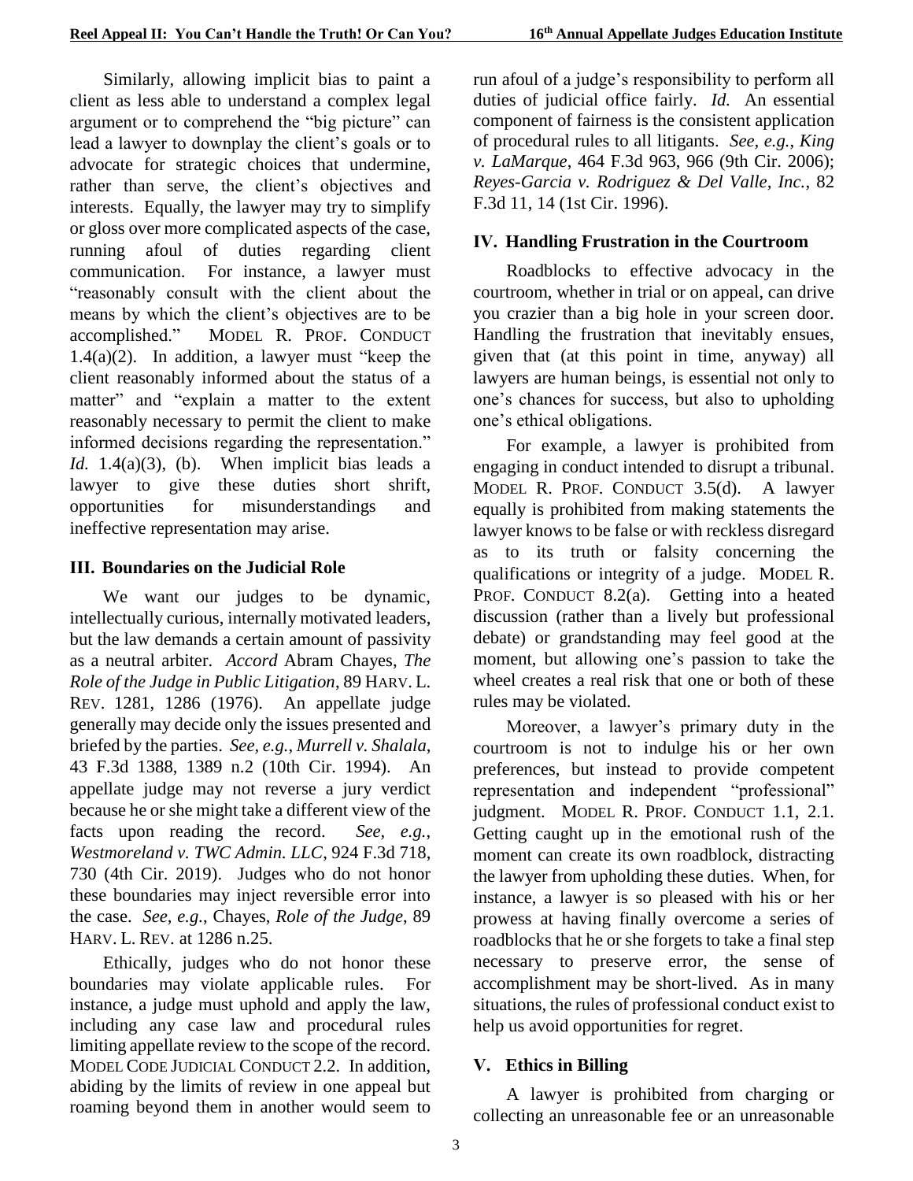Similarly, allowing implicit bias to paint a client as less able to understand a complex legal argument or to comprehend the "big picture" can lead a lawyer to downplay the client's goals or to advocate for strategic choices that undermine, rather than serve, the client's objectives and interests. Equally, the lawyer may try to simplify or gloss over more complicated aspects of the case, running afoul of duties regarding client communication. For instance, a lawyer must "reasonably consult with the client about the means by which the client's objectives are to be accomplished." MODEL R. PROF. CONDUCT 1.4(a)(2). In addition, a lawyer must "keep the client reasonably informed about the status of a matter" and "explain a matter to the extent reasonably necessary to permit the client to make informed decisions regarding the representation." *Id.* 1.4(a)(3), (b). When implicit bias leads a lawyer to give these duties short shrift, opportunities for misunderstandings and ineffective representation may arise.

## III. Boundaries on the Judicial Role

We want our judges to be dynamic, intellectually curious, internally motivated leaders, but the law demands a certain amount of passivity as a neutral arbiter. *Accord* Abram Chayes, *The Role of the Judge in Public Litigation*, 89 HARV. L. REV. 1281, 1286 (1976). An appellate judge generally may decide only the issues presented and briefed by the parties. *See, e.g.*, *Murrell v. Shalala*, 43 F.3d 1388, 1389 n.2 (10th Cir. 1994). An appellate judge may not reverse a jury verdict because he or she might take a different view of the facts upon reading the record. *See, e.g.*, *Westmoreland v. TWC Admin. LLC*, 924 F.3d 718, 730 (4th Cir. 2019). Judges who do not honor these boundaries may inject reversible error into the case. *See, e.g.*, Chayes, *Role of the Judge*, 89 HARV. L. REV. at 1286 n.25.

Ethically, judges who do not honor these boundaries may violate applicable rules. For instance, a judge must uphold and apply the law, including any case law and procedural rules limiting appellate review to the scope of the record. MODEL CODE JUDICIAL CONDUCT 2.2. In addition, abiding by the limits of review in one appeal but roaming beyond them in another would seem to run afoul of a judge's responsibility to perform all duties of judicial office fairly. *Id.* An essential component of fairness is the consistent application of procedural rules to all litigants. *See, e.g.*, *King v. LaMarque*, 464 F.3d 963, 966 (9th Cir. 2006); *Reyes-Garcia v. Rodriguez & Del Valle, Inc.*, 82 F.3d 11, 14 (1st Cir. 1996).

## IV. Handling Frustration in the Courtroom

Roadblocks to effective advocacy in the courtroom, whether in trial or on appeal, can drive you crazier than a big hole in your screen door. Handling the frustration that inevitably ensues, given that (at this point in time, anyway) all lawyers are human beings, is essential not only to one's chances for success, but also to upholding one's ethical obligations.

For example, a lawyer is prohibited from engaging in conduct intended to disrupt a tribunal. MODEL R. PROF. CONDUCT 3.5(d). A lawyer equally is prohibited from making statements the lawyer knows to be false or with reckless disregard as to its truth or falsity concerning the qualifications or integrity of a judge. MODEL R. PROF. CONDUCT 8.2(a). Getting into a heated discussion (rather than a lively but professional debate) or grandstanding may feel good at the moment, but allowing one's passion to take the wheel creates a real risk that one or both of these rules may be violated.

Moreover, a lawyer's primary duty in the courtroom is not to indulge his or her own preferences, but instead to provide competent representation and independent "professional" judgment. MODEL R. PROF. CONDUCT 1.1, 2.1. Getting caught up in the emotional rush of the moment can create its own roadblock, distracting the lawyer from upholding these duties. When, for instance, a lawyer is so pleased with his or her prowess at having finally overcome a series of roadblocks that he or she forgets to take a final step necessary to preserve error, the sense of accomplishment may be short-lived. As in many situations, the rules of professional conduct exist to help us avoid opportunities for regret.

## V. Ethics in Billing

A lawyer is prohibited from charging or collecting an unreasonable fee or an unreasonable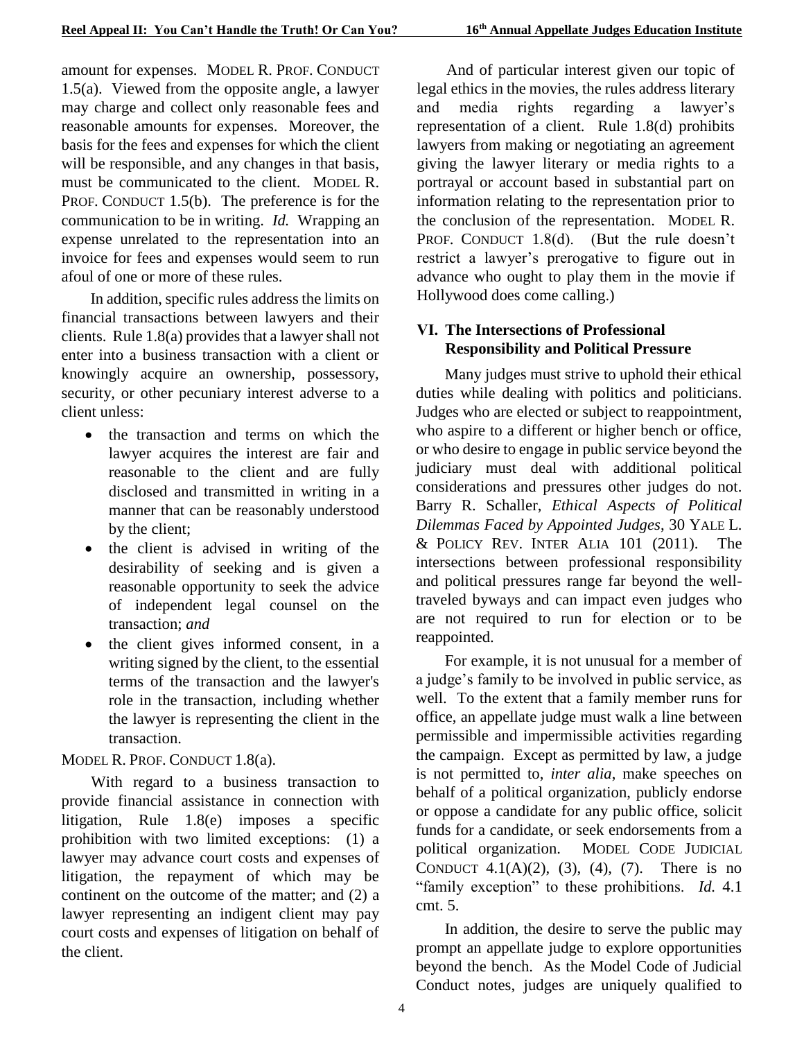amount for expenses. Model R. Prof. Conduct 1.5(a). Viewed from the opposite angle, a lawyer may charge and collect only reasonable fees and reasonable amounts for expenses. Moreover, the basis for the fees and expenses for which the client will be responsible, and any changes in that basis, must be communicated to the client. Model R. Prof. Conduct 1.5(b). The preference is for the communication to be in writing. *Id.* Wrapping an expense unrelated to the representation into an invoice for fees and expenses would seem to run afoul of one or more of these rules.

In addition, specific rules address the limits on financial transactions between lawyers and their clients. Rule 1.8(a) provides that a lawyer shall not enter into a business transaction with a client or knowingly acquire an ownership, possessory, security, or other pecuniary interest adverse to a client unless:

- the transaction and terms on which the lawyer acquires the interest are fair and reasonable to the client and are fully disclosed and transmitted in writing in a manner that can be reasonably understood by the client;
- the client is advised in writing of the desirability of seeking and is given a reasonable opportunity to seek the advice of independent legal counsel on the transaction; *and*
- the client gives informed consent, in a writing signed by the client, to the essential terms of the transaction and the lawyer's role in the transaction, including whether the lawyer is representing the client in the transaction.

Model R. Prof. Conduct 1.8(a).

With regard to a business transaction to provide financial assistance in connection with litigation, Rule 1.8(e) imposes a specific prohibition with two limited exceptions: (1) a lawyer may advance court costs and expenses of litigation, the repayment of which may be continent on the outcome of the matter; and (2) a lawyer representing an indigent client may pay court costs and expenses of litigation on behalf of the client.

And of particular interest given our topic of legal ethics in the movies, the rules address literary and media rights regarding a lawyer's representation of a client. Rule 1.8(d) prohibits lawyers from making or negotiating an agreement giving the lawyer literary or media rights to a portrayal or account based in substantial part on information relating to the representation prior to the conclusion of the representation. Model R. Prof. Conduct 1.8(d). (But the rule doesn't restrict a lawyer's prerogative to figure out in advance who ought to play them in the movie if Hollywood does come calling.)

## VI. The Intersections of Professional Responsibility and Political Pressure

Many judges must strive to uphold their ethical duties while dealing with politics and politicians. Judges who are elected or subject to reappointment, who aspire to a different or higher bench or office, or who desire to engage in public service beyond the judiciary must deal with additional political considerations and pressures other judges do not. Barry R. Schaller, *Ethical Aspects of Political Dilemmas Faced by Appointed Judges*, 30 Yale L. & Policy Rev. Inter Alia 101 (2011). The intersections between professional responsibility and political pressures range far beyond the well-traveled byways and can impact even judges who are not required to run for election or to be reappointed.

For example, it is not unusual for a member of a judge's family to be involved in public service, as well. To the extent that a family member runs for office, an appellate judge must walk a line between permissible and impermissible activities regarding the campaign. Except as permitted by law, a judge is not permitted to, *inter alia*, make speeches on behalf of a political organization, publicly endorse or oppose a candidate for any public office, solicit funds for a candidate, or seek endorsements from a political organization. Model Code Judicial Conduct 4.1(A)(2), (3), (4), (7). There is no "family exception" to these prohibitions. *Id.* 4.1 cmt. 5.

In addition, the desire to serve the public may prompt an appellate judge to explore opportunities beyond the bench. As the Model Code of Judicial Conduct notes, judges are uniquely qualified to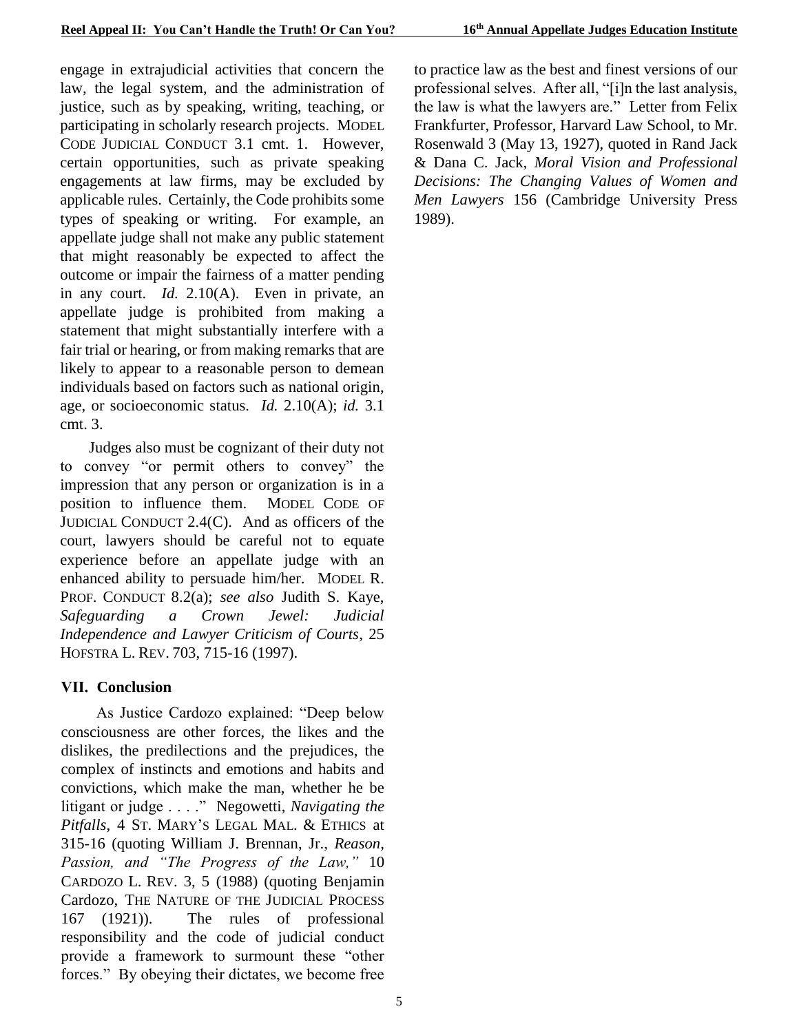engage in extrajudicial activities that concern the law, the legal system, and the administration of justice, such as by speaking, writing, teaching, or participating in scholarly research projects. MODEL CODE JUDICIAL CONDUCT 3.1 cmt. 1. However, certain opportunities, such as private speaking engagements at law firms, may be excluded by applicable rules. Certainly, the Code prohibits some types of speaking or writing. For example, an appellate judge shall not make any public statement that might reasonably be expected to affect the outcome or impair the fairness of a matter pending in any court. *Id.* 2.10(A). Even in private, an appellate judge is prohibited from making a statement that might substantially interfere with a fair trial or hearing, or from making remarks that are likely to appear to a reasonable person to demean individuals based on factors such as national origin, age, or socioeconomic status. *Id.* 2.10(A); *id.* 3.1 cmt. 3.

Judges also must be cognizant of their duty not to convey "or permit others to convey" the impression that any person or organization is in a position to influence them. MODEL CODE OF JUDICIAL CONDUCT 2.4(C). And as officers of the court, lawyers should be careful not to equate experience before an appellate judge with an enhanced ability to persuade him/her. MODEL R. PROF. CONDUCT 8.2(a); *see also* Judith S. Kaye, *Safeguarding a Crown Jewel: Judicial Independence and Lawyer Criticism of Courts*, 25 HOFSTRA L. REV. 703, 715-16 (1997).

## VII. Conclusion

As Justice Cardozo explained: "Deep below consciousness are other forces, the likes and the dislikes, the predilections and the prejudices, the complex of instincts and emotions and habits and convictions, which make the man, whether he be litigant or judge . . . ." Negowetti, *Navigating the Pitfalls*, 4 ST. MARY'S LEGAL MAL. & ETHICS at 315-16 (quoting William J. Brennan, Jr., *Reason, Passion, and "The Progress of the Law,"* 10 CARDOZO L. REV. 3, 5 (1988) (quoting Benjamin Cardozo, THE NATURE OF THE JUDICIAL PROCESS 167 (1921)). The rules of professional responsibility and the code of judicial conduct provide a framework to surmount these "other forces." By obeying their dictates, we become free to practice law as the best and finest versions of our professional selves. After all, "[i]n the last analysis, the law is what the lawyers are." Letter from Felix Frankfurter, Professor, Harvard Law School, to Mr. Rosenwald 3 (May 13, 1927), quoted in Rand Jack & Dana C. Jack, *Moral Vision and Professional Decisions: The Changing Values of Women and Men Lawyers* 156 (Cambridge University Press 1989).